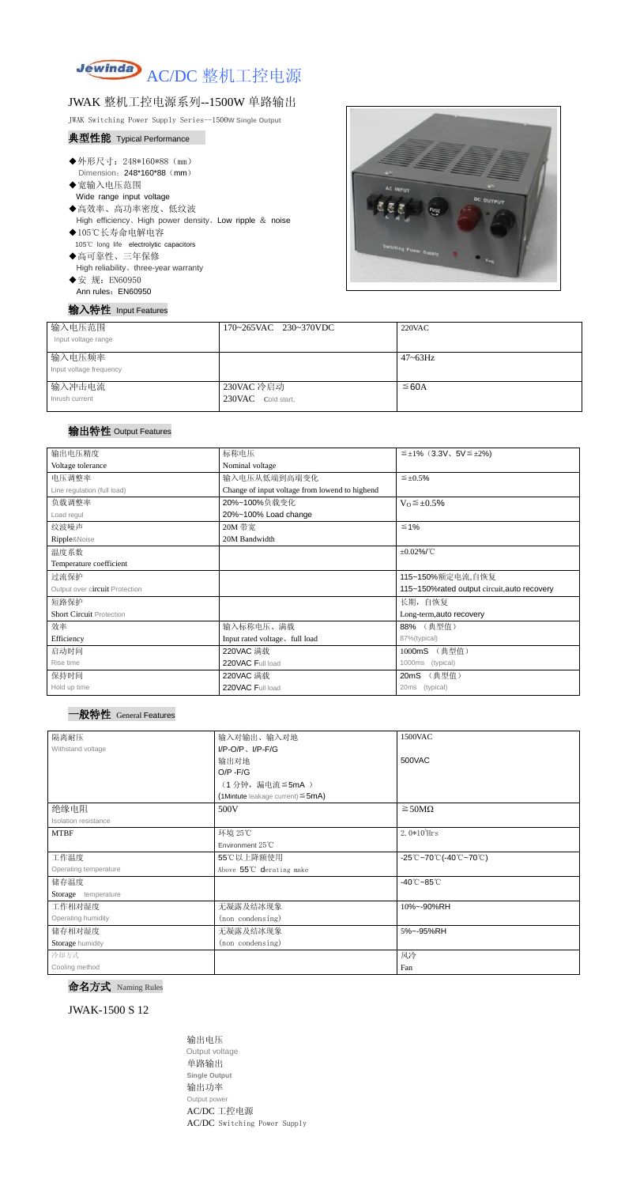# AC/DC 整机工控电源

## JWAK 整机工控电源系列--1500W 单路输出

JWAK Switching Power Supply Series--1500W Single Output

### 典型性能 Typical Performance

- ◆外形尺寸：248*160*88（mm）
  Dimension：248*160*88（mm）
- ◆宽输入电压范围
  Wide range input voltage
- ◆高效率、高功率密度、低纹波
  High efficiency、High power density、Low ripple & noise
- ◆105℃长寿命电解电容
  105℃ long life electrolytic capacitors
- ◆高可靠性、三年保修
  High reliability、three-year warranty
- ◆安 规：EN60950
  Ann rules：EN60950

### 输入特性 Input Features

| 输入电压范围 Input voltage range | 170~265VAC 230~370VDC | 220VAC |
|---|---|---|
| 输入电压频率 Input voltage frequency | | 47~63Hz |
| 输入冲击电流 Inrush current | 230VAC 冷启动 230VAC Cold start, | ≦60A |

### 输出特性 Output Features

| 输出电压精度 Voltage tolerance | 标称电压 Nominal voltage | ≦±1%（3.3V、5V≦±2%) |
|---|---|---|
| 电压调整率 Line regulation (full load) | 输入电压从低端到高端变化 Change of input voltage from lowend to highend | ≦±0.5% |
| 负载调整率 Load regul | 20%~100%负载变化 20%~100% Load change | $V_O$≦±0.5% |
| 纹波噪声 Ripple&Noise | 20M 带宽 20M Bandwidth | ≦1% |
| 温度系数 Temperature coefficient | | ±0.02%/℃ |
| 过流保护 Output over circuit Protection | | 115~150%额定电流,自恢复 115~150%rated output circuit,auto recovery |
| 短路保护 Short Circuit Protection | | 长期，自恢复 Long-term,auto recovery |
| 效率 Efficiency | 输入标称电压、满载 Input rated voltage、full load | 88% （典型值） 87%(typical) |
| 启动时间 Rise time | 220VAC 满载 220VAC Full load | 1000mS （典型值） 1000ms (typical) |
| 保持时间 Hold up time | 220VAC 满载 220VAC Full load | 20mS （典型值） 20ms (typical) |

### 一般特性 General Features

| 隔离耐压 Withstand voltage | 输入对输出、输入对地 I/P-O/P、I/P-F/G 输出对地 O/P -F/G （1 分钟，漏电流≦5mA） (1Mintute leakage current)≦5mA) | 1500VAC 500VAC |
|---|---|---|
| 绝缘电阻 Isolation resistance | 500V | ≧50MΩ |
| MTBF | 环境 25℃ Environment 25℃ | $2.0*10^5$Hrs |
| 工作温度 Operating temperature | 55℃以上降额使用 Above 55℃ derating make | -25℃~70℃(-40℃~70℃) |
| 储存温度 Storage temperature | | -40℃~85℃ |
| 工作相对湿度 Operating humidity | 无凝露及结冰现象 (non condensing) | 10%~-90%RH |
| 储存相对湿度 Storage humidity | 无凝露及结冰现象 (non condensing) | 5%~-95%RH |
| 冷却方式 Cooling method | | 风冷 Fan |

### 命名方式 Naming Rules

JWAK-1500 S 12

输出电压
Output voltage
单路输出
Single Output
输出功率
Output power
AC/DC 工控电源
AC/DC Switching Power Supply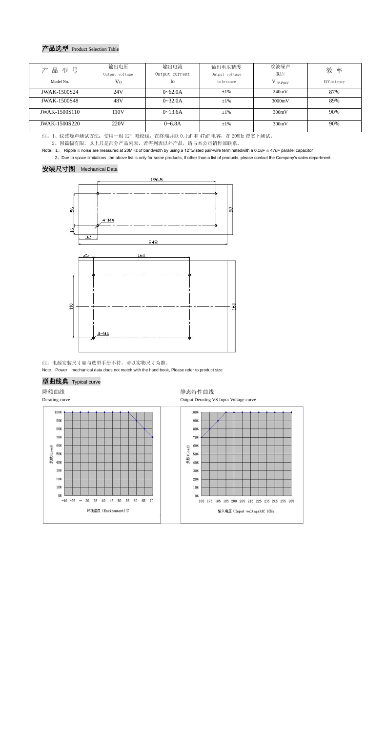## 产品选型 Product Selection Table

| 产 品 型 号<br>Model No. | 输出电压<br>Output voltage<br>Vo | 输出电流<br>Output current<br>Io | 输出电压精度<br>Output voltage<br>tolerance | 纹波噪声<br>R&N<br>V (P-P)mV | 效 率<br>Efficiency |
|---|---|---|---|---|---|
| JWAK-1500S24 | 24V | 0~62.0A | ±1% | 240mV | 87% |
| JWAK-1500S48 | 48V | 0~32.0A | ±1% | 3000mV | 89% |
| JWAK-1500S110 | 110V | 0~13.6A | ±1% | 300mV | 90% |
| JWAK-1500S220 | 220V | 0~6.8A | ±1% | 300mV | 90% |

注：1、纹波噪声测试方法：使用一根 12" 双绞线，在终端并联 0.1uF 和 47uF 电容，在 20MHz 带宽下测试。

2、因篇幅有限，以上只是部分产品列表，若需列表以外产品，请与本公司销售部联系。

Note：1、 Ripple & noise are measured at 20MHz of bandwidth by using a 12"twisted pair-wire terminatedwith a 0.1uF & 47uF parallel capacitor

2、Due to space limitations ,the above list is only for some products, If other than a list of products, please contact the Company's sales department.

## 安装尺寸图 Mechanical Data

196.5

56

88

4-M4

16

32

248

25

160

110

160

4-M4

注：电源安装尺寸如与选型手册不符，请以实物尺寸为准。

Note：Power mechanical data does not match with the hand book, Please refer to product size

## 型曲线典 Typical curve

降额曲线

Derating curve

100%
90%
80%
70%
60%
50%
40%
30%
20%
10%
0%

负载(Load)

-40 -35 ··· 30 35 40 45 50 55 60 65 70

环境温度 (Environment)℃

静态特性曲线

Output Derating VS Input Voltage curve

100%
90%
80%
70%
60%
50%
40%
30%
20%
10%
0%

负载(Load)

165 175 185 195 200 205 215 225 235 245 255 265

输入电压 (Input voltage)AC 60Hz